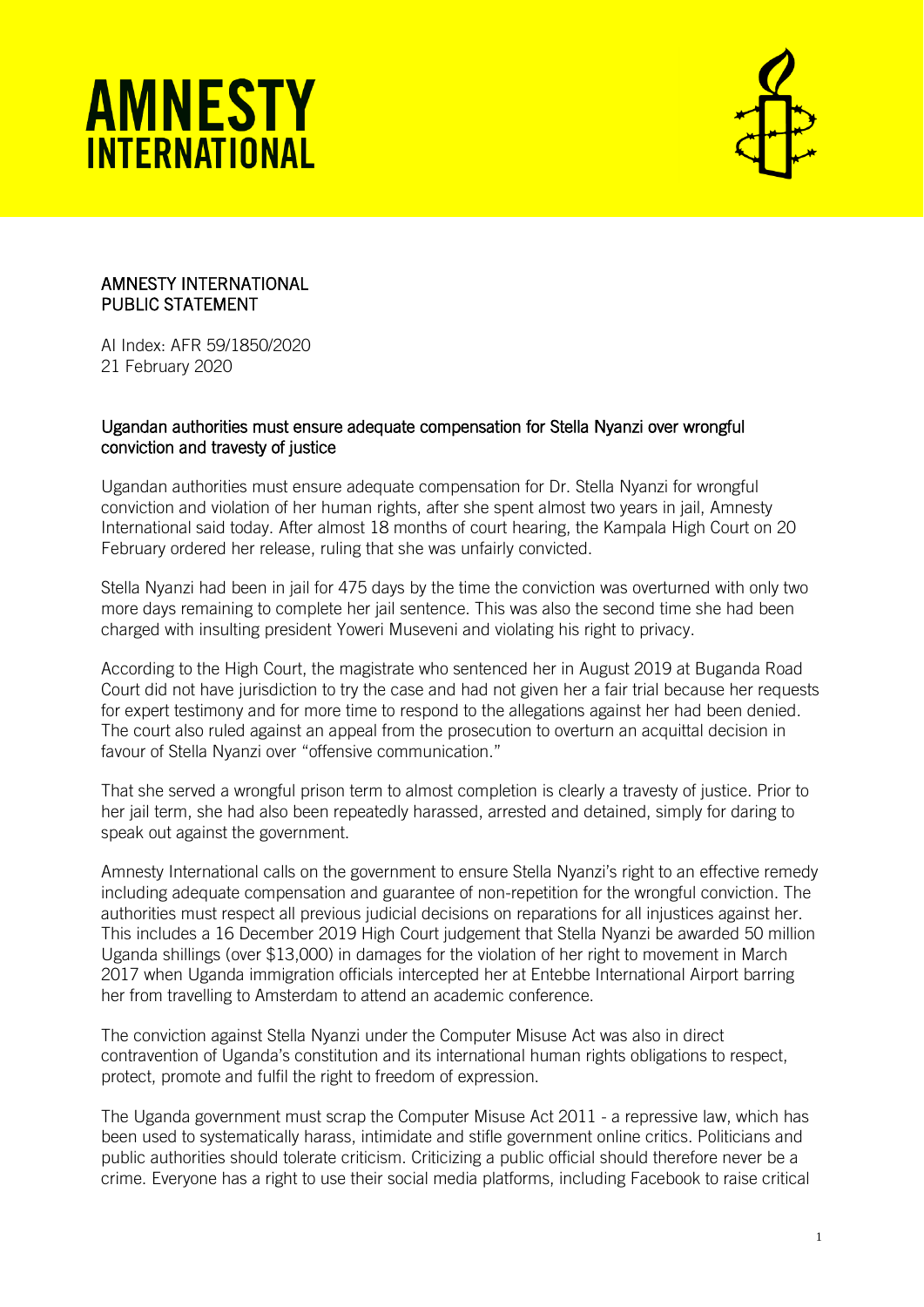# AMNESTY INTERNATIONAL

AMNESTY INTERNATIONAL
PUBLIC STATEMENT

AI Index: AFR 59/1850/2020
21 February 2020

## Ugandan authorities must ensure adequate compensation for Stella Nyanzi over wrongful conviction and travesty of justice

Ugandan authorities must ensure adequate compensation for Dr. Stella Nyanzi for wrongful conviction and violation of her human rights, after she spent almost two years in jail, Amnesty International said today. After almost 18 months of court hearing, the Kampala High Court on 20 February ordered her release, ruling that she was unfairly convicted.

Stella Nyanzi had been in jail for 475 days by the time the conviction was overturned with only two more days remaining to complete her jail sentence. This was also the second time she had been charged with insulting president Yoweri Museveni and violating his right to privacy.

According to the High Court, the magistrate who sentenced her in August 2019 at Buganda Road Court did not have jurisdiction to try the case and had not given her a fair trial because her requests for expert testimony and for more time to respond to the allegations against her had been denied. The court also ruled against an appeal from the prosecution to overturn an acquittal decision in favour of Stella Nyanzi over "offensive communication."

That she served a wrongful prison term to almost completion is clearly a travesty of justice. Prior to her jail term, she had also been repeatedly harassed, arrested and detained, simply for daring to speak out against the government.

Amnesty International calls on the government to ensure Stella Nyanzi's right to an effective remedy including adequate compensation and guarantee of non-repetition for the wrongful conviction. The authorities must respect all previous judicial decisions on reparations for all injustices against her. This includes a 16 December 2019 High Court judgement that Stella Nyanzi be awarded 50 million Uganda shillings (over $13,000) in damages for the violation of her right to movement in March 2017 when Uganda immigration officials intercepted her at Entebbe International Airport barring her from travelling to Amsterdam to attend an academic conference.

The conviction against Stella Nyanzi under the Computer Misuse Act was also in direct contravention of Uganda's constitution and its international human rights obligations to respect, protect, promote and fulfil the right to freedom of expression.

The Uganda government must scrap the Computer Misuse Act 2011 - a repressive law, which has been used to systematically harass, intimidate and stifle government online critics. Politicians and public authorities should tolerate criticism. Criticizing a public official should therefore never be a crime. Everyone has a right to use their social media platforms, including Facebook to raise critical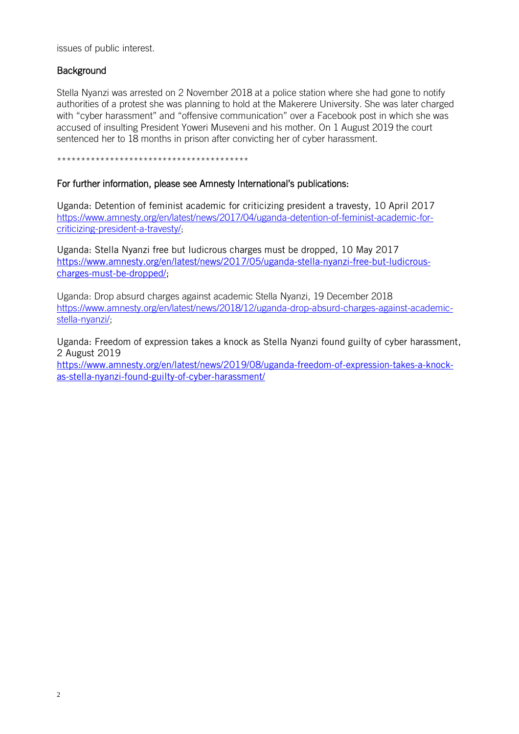issues of public interest.

## Background

Stella Nyanzi was arrested on 2 November 2018 at a police station where she had gone to notify authorities of a protest she was planning to hold at the Makerere University. She was later charged with "cyber harassment" and "offensive communication" over a Facebook post in which she was accused of insulting President Yoweri Museveni and his mother. On 1 August 2019 the court sentenced her to 18 months in prison after convicting her of cyber harassment.

****************************************

### For further information, please see Amnesty International's publications:

Uganda: Detention of feminist academic for criticizing president a travesty, 10 April 2017
https://www.amnesty.org/en/latest/news/2017/04/uganda-detention-of-feminist-academic-for-criticizing-president-a-travesty/;

Uganda: Stella Nyanzi free but ludicrous charges must be dropped, 10 May 2017
https://www.amnesty.org/en/latest/news/2017/05/uganda-stella-nyanzi-free-but-ludicrous-charges-must-be-dropped/;

Uganda: Drop absurd charges against academic Stella Nyanzi, 19 December 2018
https://www.amnesty.org/en/latest/news/2018/12/uganda-drop-absurd-charges-against-academic-stella-nyanzi/;

Uganda: Freedom of expression takes a knock as Stella Nyanzi found guilty of cyber harassment, 2 August 2019
https://www.amnesty.org/en/latest/news/2019/08/uganda-freedom-of-expression-takes-a-knock-as-stella-nyanzi-found-guilty-of-cyber-harassment/